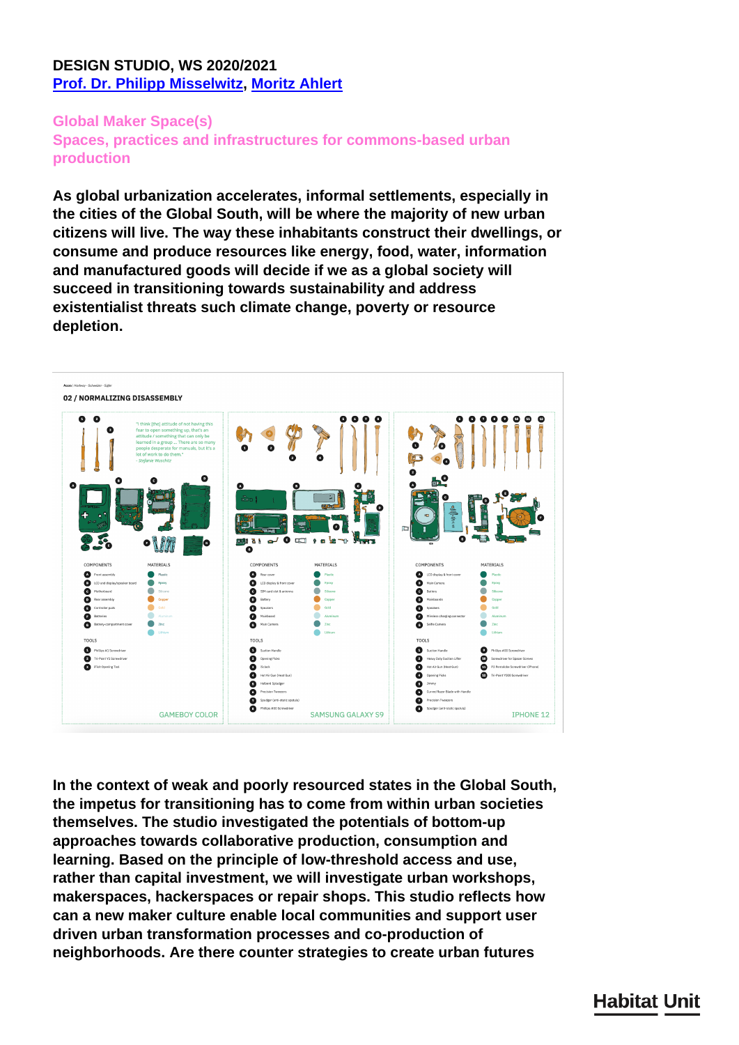**DESIGN STUDIO, WS 2020/2021**
**[Prof. Dr. Philipp Misselwitz](), [Moritz Ahlert]()**

## Global Maker Space(s)
## Spaces, practices and infrastructures for commons-based urban production

**As global urbanization accelerates, informal settlements, especially in the cities of the Global South, will be where the majority of new urban citizens will live. The way these inhabitants construct their dwellings, or consume and produce resources like energy, food, water, information and manufactured goods will decide if we as a global society will succeed in transitioning towards sustainability and address existentialist threats such climate change, poverty or resource depletion.**

**In the context of weak and poorly resourced states in the Global South, the impetus for transitioning has to come from within urban societies themselves. The studio investigated the potentials of bottom-up approaches towards collaborative production, consumption and learning. Based on the principle of low-threshold access and use, rather than capital investment, we will investigate urban workshops, makerspaces, hackerspaces or repair shops. This studio reflects how can a new maker culture enable local communities and support user driven urban transformation processes and co-production of neighborhoods. Are there counter strategies to create urban futures**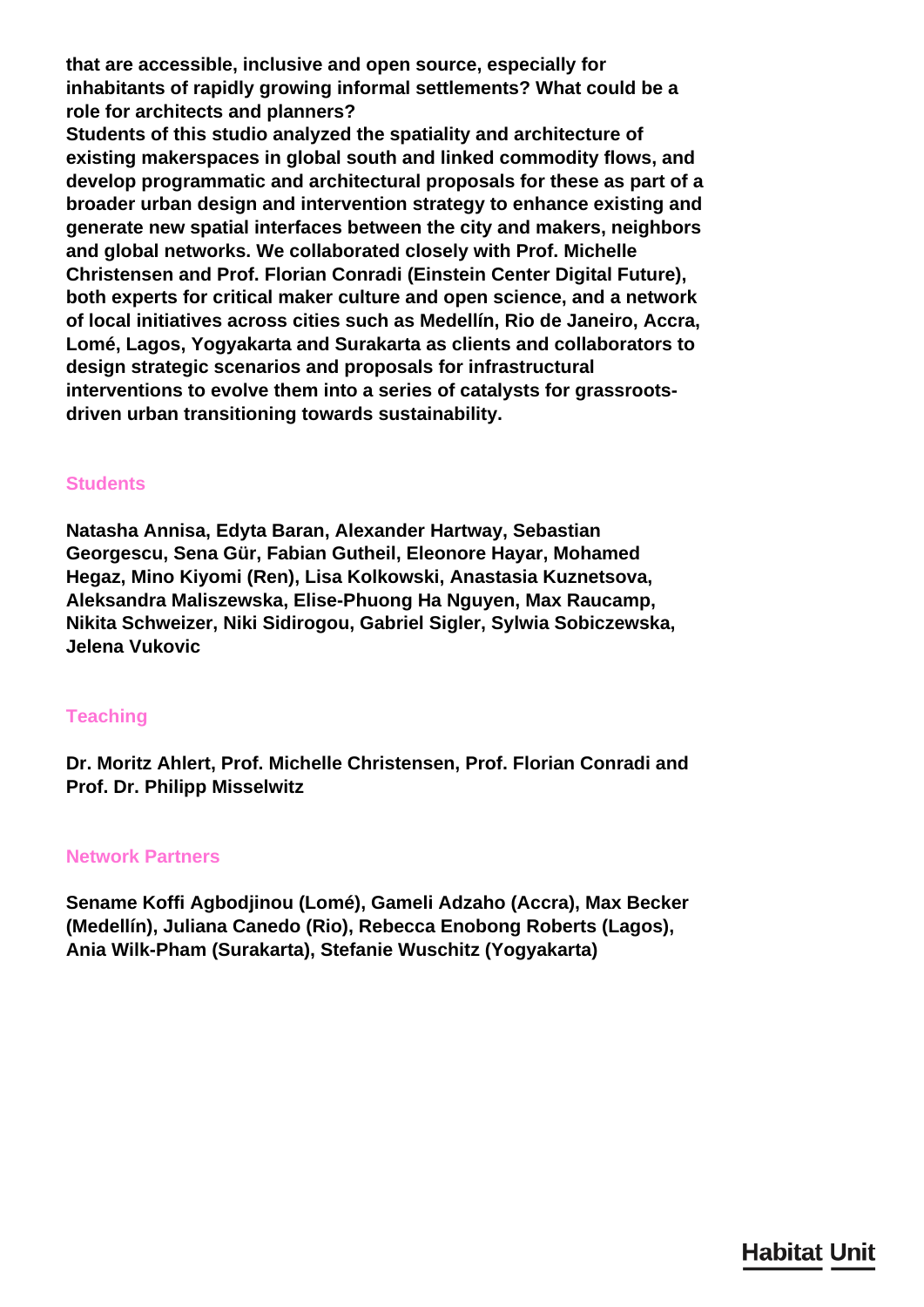**that are accessible, inclusive and open source, especially for inhabitants of rapidly growing informal settlements? What could be a role for architects and planners?**
**Students of this studio analyzed the spatiality and architecture of existing makerspaces in global south and linked commodity flows, and develop programmatic and architectural proposals for these as part of a broader urban design and intervention strategy to enhance existing and generate new spatial interfaces between the city and makers, neighbors and global networks. We collaborated closely with Prof. Michelle Christensen and Prof. Florian Conradi (Einstein Center Digital Future), both experts for critical maker culture and open science, and a network of local initiatives across cities such as Medellín, Rio de Janeiro, Accra, Lomé, Lagos, Yogyakarta and Surakarta as clients and collaborators to design strategic scenarios and proposals for infrastructural interventions to evolve them into a series of catalysts for grassroots-driven urban transitioning towards sustainability.**

### Students

**Natasha Annisa, Edyta Baran, Alexander Hartway, Sebastian Georgescu, Sena Gür, Fabian Gutheil, Eleonore Hayar, Mohamed Hegaz, Mino Kiyomi (Ren), Lisa Kolkowski, Anastasia Kuznetsova, Aleksandra Maliszewska, Elise-Phuong Ha Nguyen, Max Raucamp, Nikita Schweizer, Niki Sidirogou, Gabriel Sigler, Sylwia Sobiczewska, Jelena Vukovic**

### Teaching

**Dr. Moritz Ahlert, Prof. Michelle Christensen, Prof. Florian Conradi and Prof. Dr. Philipp Misselwitz**

### Network Partners

**Sename Koffi Agbodjinou (Lomé), Gameli Adzaho (Accra), Max Becker (Medellín), Juliana Canedo (Rio), Rebecca Enobong Roberts (Lagos), Ania Wilk-Pham (Surakarta), Stefanie Wuschitz (Yogyakarta)**

Habitat Unit